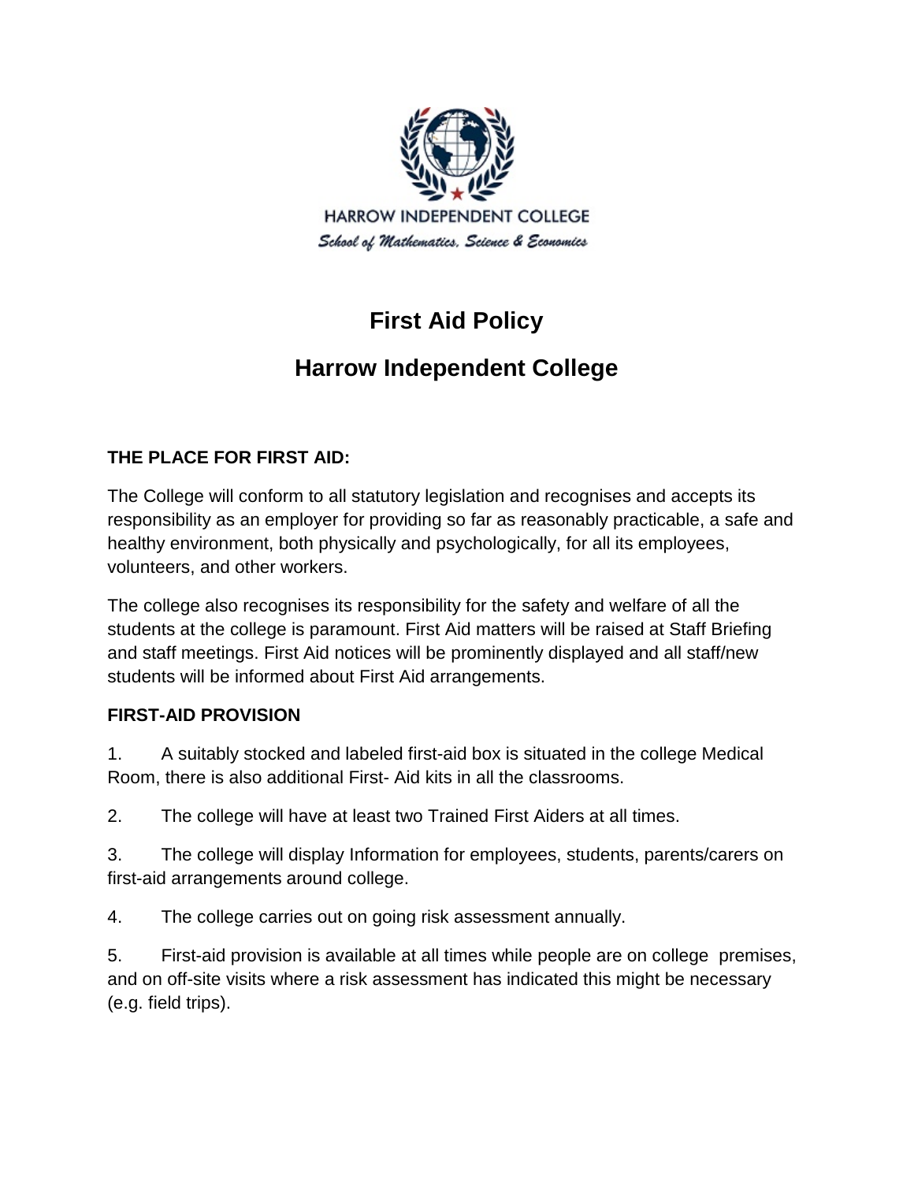HARROW INDEPENDENT COLLEGE

*School of Mathematics, Science & Economics*

# First Aid Policy

# Harrow Independent College

**THE PLACE FOR FIRST AID:**

The College will conform to all statutory legislation and recognises and accepts its responsibility as an employer for providing so far as reasonably practicable, a safe and healthy environment, both physically and psychologically, for all its employees, volunteers, and other workers.

The college also recognises its responsibility for the safety and welfare of all the students at the college is paramount. First Aid matters will be raised at Staff Briefing and staff meetings. First Aid notices will be prominently displayed and all staff/new students will be informed about First Aid arrangements.

**FIRST-AID PROVISION**

1. A suitably stocked and labeled first-aid box is situated in the college Medical Room, there is also additional First- Aid kits in all the classrooms.

2. The college will have at least two Trained First Aiders at all times.

3. The college will display Information for employees, students, parents/carers on first-aid arrangements around college.

4. The college carries out on going risk assessment annually.

5. First-aid provision is available at all times while people are on college premises, and on off-site visits where a risk assessment has indicated this might be necessary (e.g. field trips).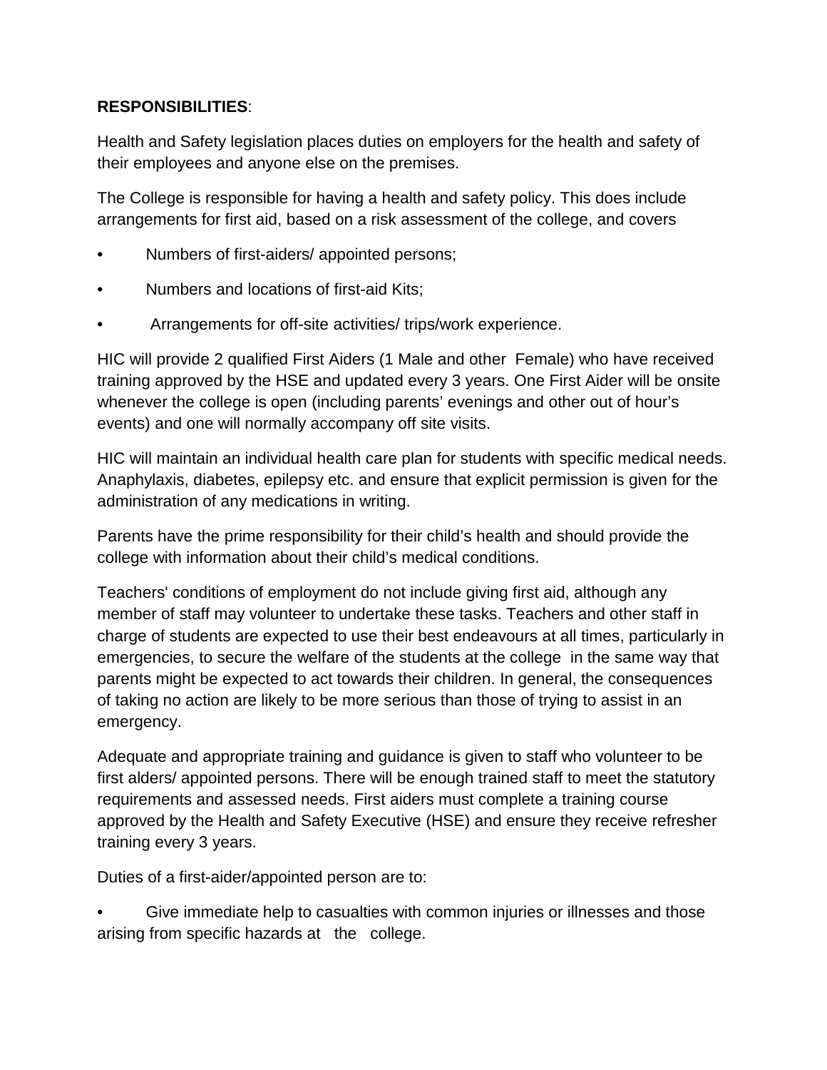**RESPONSIBILITIES**:

Health and Safety legislation places duties on employers for the health and safety of their employees and anyone else on the premises.

The College is responsible for having a health and safety policy. This does include arrangements for first aid, based on a risk assessment of the college, and covers

- Numbers of first-aiders/ appointed persons;
- Numbers and locations of first-aid Kits;
- Arrangements for off-site activities/ trips/work experience.

HIC will provide 2 qualified First Aiders (1 Male and other Female) who have received training approved by the HSE and updated every 3 years. One First Aider will be onsite whenever the college is open (including parents' evenings and other out of hour's events) and one will normally accompany off site visits.

HIC will maintain an individual health care plan for students with specific medical needs. Anaphylaxis, diabetes, epilepsy etc. and ensure that explicit permission is given for the administration of any medications in writing.

Parents have the prime responsibility for their child's health and should provide the college with information about their child's medical conditions.

Teachers' conditions of employment do not include giving first aid, although any member of staff may volunteer to undertake these tasks. Teachers and other staff in charge of students are expected to use their best endeavours at all times, particularly in emergencies, to secure the welfare of the students at the college in the same way that parents might be expected to act towards their children. In general, the consequences of taking no action are likely to be more serious than those of trying to assist in an emergency.

Adequate and appropriate training and guidance is given to staff who volunteer to be first alders/ appointed persons. There will be enough trained staff to meet the statutory requirements and assessed needs. First aiders must complete a training course approved by the Health and Safety Executive (HSE) and ensure they receive refresher training every 3 years.

Duties of a first-aider/appointed person are to:

- Give immediate help to casualties with common injuries or illnesses and those arising from specific hazards at the college.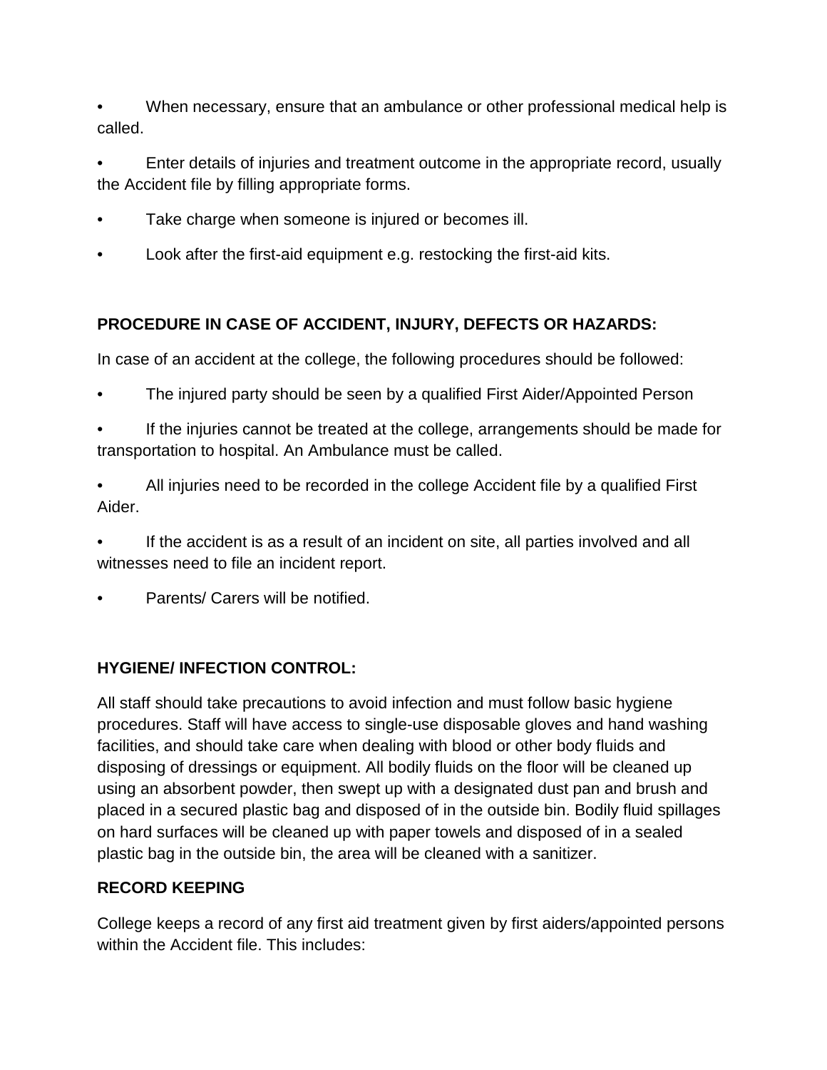- When necessary, ensure that an ambulance or other professional medical help is called.
- Enter details of injuries and treatment outcome in the appropriate record, usually the Accident file by filling appropriate forms.
- Take charge when someone is injured or becomes ill.
- Look after the first-aid equipment e.g. restocking the first-aid kits.

**PROCEDURE IN CASE OF ACCIDENT, INJURY, DEFECTS OR HAZARDS:**

In case of an accident at the college, the following procedures should be followed:

- The injured party should be seen by a qualified First Aider/Appointed Person
- If the injuries cannot be treated at the college, arrangements should be made for transportation to hospital. An Ambulance must be called.
- All injuries need to be recorded in the college Accident file by a qualified First Aider.
- If the accident is as a result of an incident on site, all parties involved and all witnesses need to file an incident report.
- Parents/ Carers will be notified.

**HYGIENE/ INFECTION CONTROL:**

All staff should take precautions to avoid infection and must follow basic hygiene procedures. Staff will have access to single-use disposable gloves and hand washing facilities, and should take care when dealing with blood or other body fluids and disposing of dressings or equipment. All bodily fluids on the floor will be cleaned up using an absorbent powder, then swept up with a designated dust pan and brush and placed in a secured plastic bag and disposed of in the outside bin. Bodily fluid spillages on hard surfaces will be cleaned up with paper towels and disposed of in a sealed plastic bag in the outside bin, the area will be cleaned with a sanitizer.

**RECORD KEEPING**

College keeps a record of any first aid treatment given by first aiders/appointed persons within the Accident file. This includes: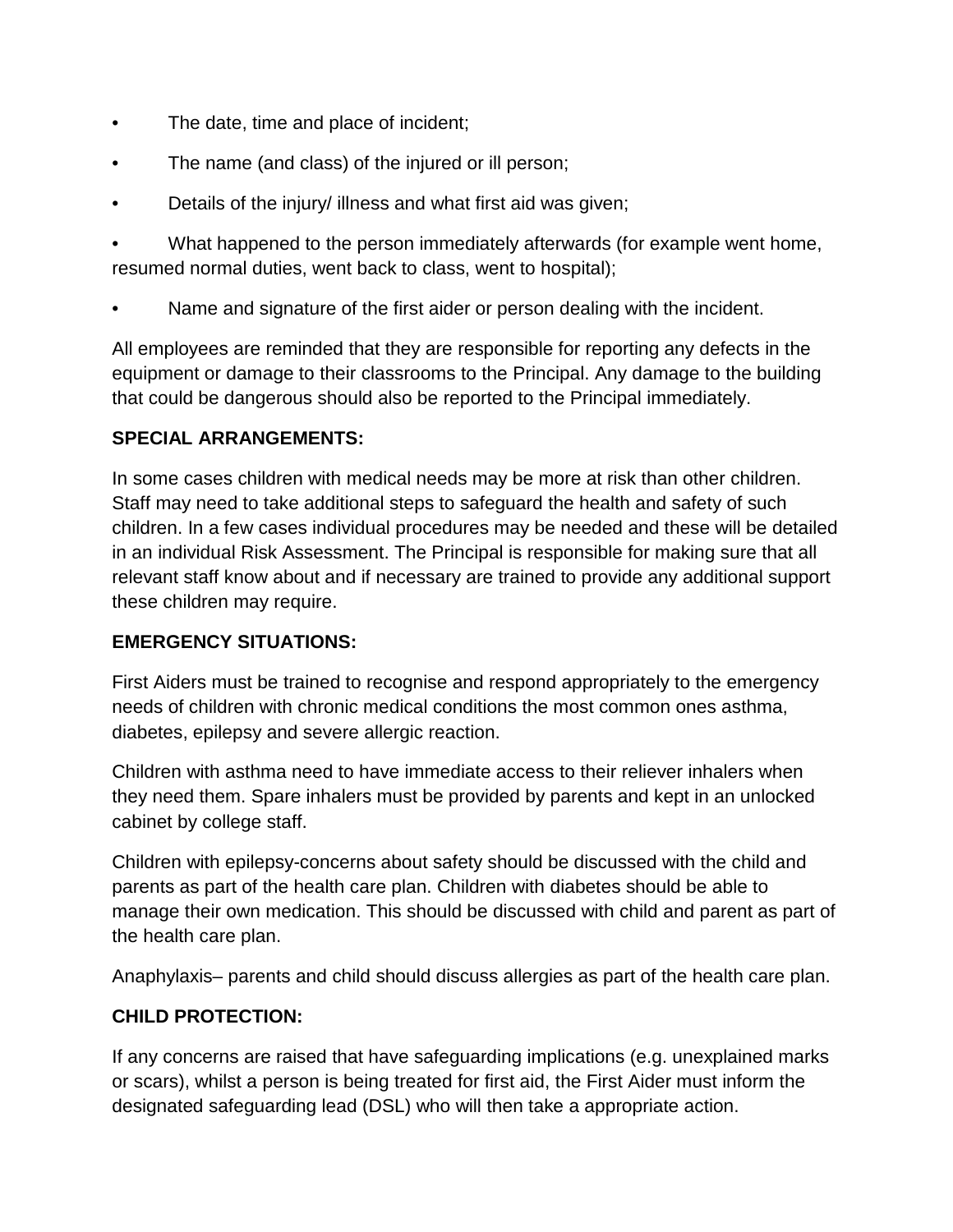- The date, time and place of incident;
- The name (and class) of the injured or ill person;
- Details of the injury/ illness and what first aid was given;
- What happened to the person immediately afterwards (for example went home, resumed normal duties, went back to class, went to hospital);
- Name and signature of the first aider or person dealing with the incident.

All employees are reminded that they are responsible for reporting any defects in the equipment or damage to their classrooms to the Principal. Any damage to the building that could be dangerous should also be reported to the Principal immediately.

**SPECIAL ARRANGEMENTS:**

In some cases children with medical needs may be more at risk than other children. Staff may need to take additional steps to safeguard the health and safety of such children. In a few cases individual procedures may be needed and these will be detailed in an individual Risk Assessment. The Principal is responsible for making sure that all relevant staff know about and if necessary are trained to provide any additional support these children may require.

**EMERGENCY SITUATIONS:**

First Aiders must be trained to recognise and respond appropriately to the emergency needs of children with chronic medical conditions the most common ones asthma, diabetes, epilepsy and severe allergic reaction.

Children with asthma need to have immediate access to their reliever inhalers when they need them. Spare inhalers must be provided by parents and kept in an unlocked cabinet by college staff.

Children with epilepsy-concerns about safety should be discussed with the child and parents as part of the health care plan. Children with diabetes should be able to manage their own medication. This should be discussed with child and parent as part of the health care plan.

Anaphylaxis– parents and child should discuss allergies as part of the health care plan.

**CHILD PROTECTION:**

If any concerns are raised that have safeguarding implications (e.g. unexplained marks or scars), whilst a person is being treated for first aid, the First Aider must inform the designated safeguarding lead (DSL) who will then take a appropriate action.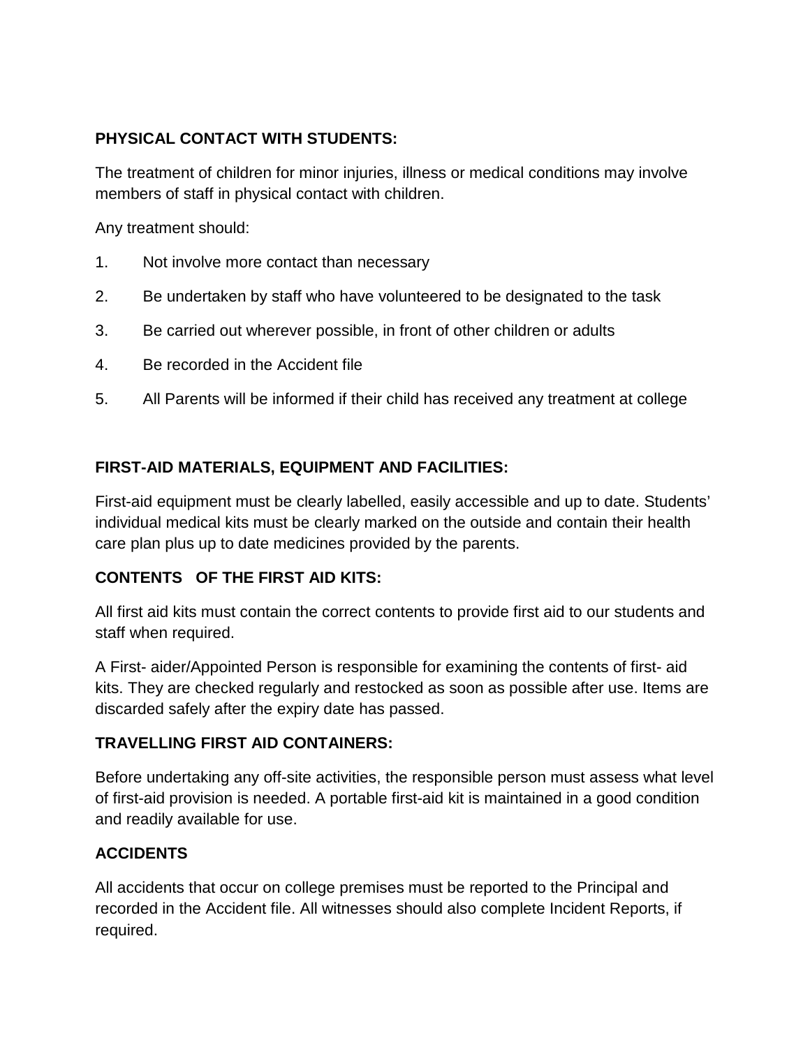**PHYSICAL CONTACT WITH STUDENTS:**

The treatment of children for minor injuries, illness or medical conditions may involve members of staff in physical contact with children.

Any treatment should:

1. Not involve more contact than necessary
2. Be undertaken by staff who have volunteered to be designated to the task
3. Be carried out wherever possible, in front of other children or adults
4. Be recorded in the Accident file
5. All Parents will be informed if their child has received any treatment at college

**FIRST-AID MATERIALS, EQUIPMENT AND FACILITIES:**

First-aid equipment must be clearly labelled, easily accessible and up to date. Students' individual medical kits must be clearly marked on the outside and contain their health care plan plus up to date medicines provided by the parents.

**CONTENTS OF THE FIRST AID KITS:**

All first aid kits must contain the correct contents to provide first aid to our students and staff when required.

A First- aider/Appointed Person is responsible for examining the contents of first- aid kits. They are checked regularly and restocked as soon as possible after use. Items are discarded safely after the expiry date has passed.

**TRAVELLING FIRST AID CONTAINERS:**

Before undertaking any off-site activities, the responsible person must assess what level of first-aid provision is needed. A portable first-aid kit is maintained in a good condition and readily available for use.

**ACCIDENTS**

All accidents that occur on college premises must be reported to the Principal and recorded in the Accident file. All witnesses should also complete Incident Reports, if required.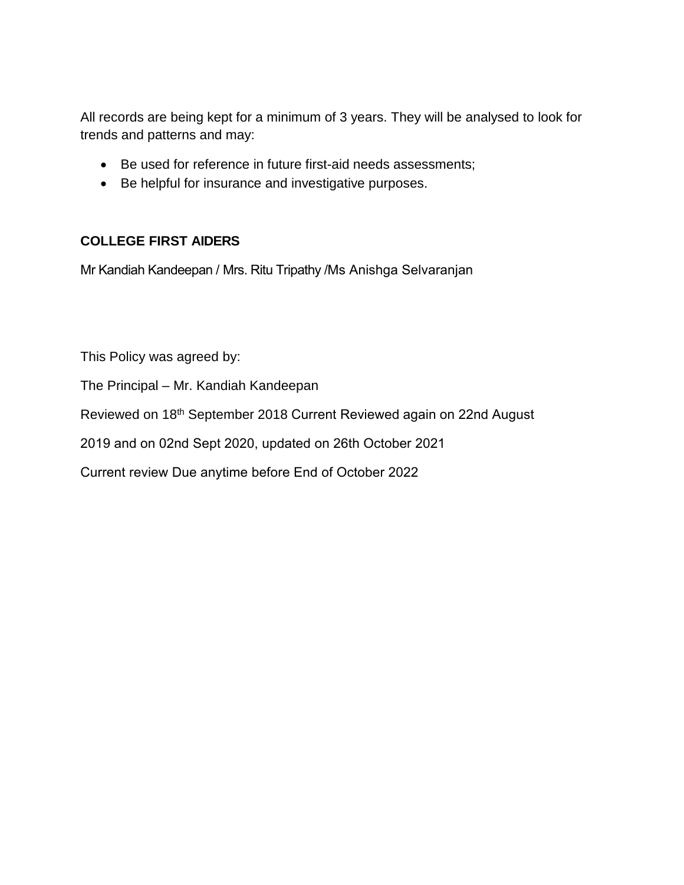All records are being kept for a minimum of 3 years. They will be analysed to look for trends and patterns and may:

- Be used for reference in future first-aid needs assessments;
- Be helpful for insurance and investigative purposes.

**COLLEGE FIRST AIDERS**

Mr Kandiah Kandeepan / Mrs. Ritu Tripathy /Ms Anishga Selvaranjan

This Policy was agreed by:

The Principal – Mr. Kandiah Kandeepan

Reviewed on 18th September 2018 Current Reviewed again on 22nd August

2019 and on 02nd Sept 2020, updated on 26th October 2021

Current review Due anytime before End of October 2022